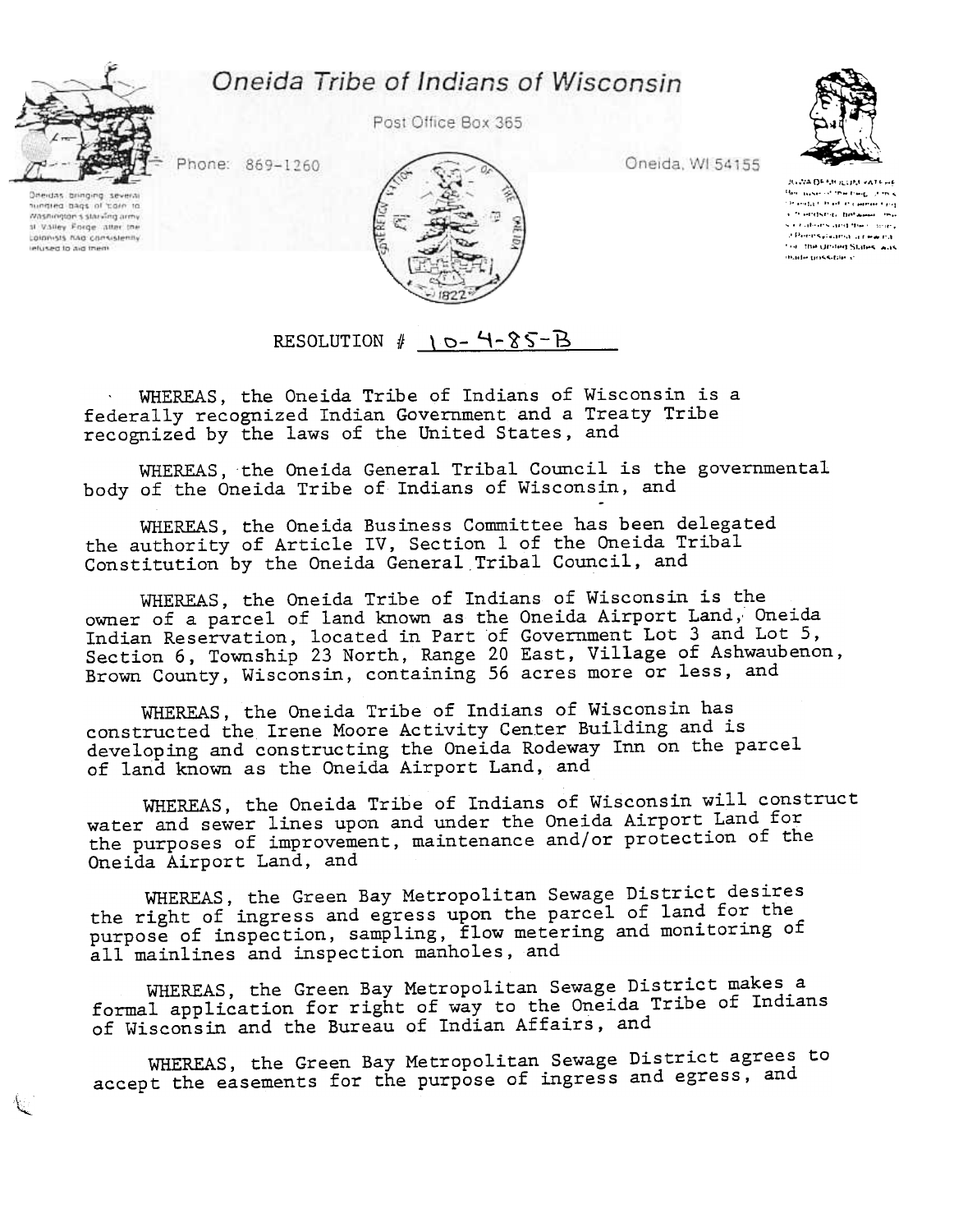# Oneida Tribe of Indians of Wisconsin

Post Office Box 365

Phone: 869-1260

Oneida, WI 54155

Oneidas bringing several hundred bags of corn to Washington's starving army at Valley Forge, after the colonists had consistently refused to aid them

RESOLUTION # 10-4-85-B

WHEREAS, the Oneida Tribe of Indians of Wisconsin is a federally recognized Indian Government and a Treaty Tribe recognized by the laws of the United States, and

WHEREAS, the Oneida General Tribal Council is the governmental body of the Oneida Tribe of Indians of Wisconsin, and

WHEREAS, the Oneida Business Committee has been delegated the authority of Article IV, Section 1 of the Oneida Tribal Constitution by the Oneida General Tribal Council, and

WHEREAS, the Oneida Tribe of Indians of Wisconsin is the owner of a parcel of land known as the Oneida Airport Land, Oneida Indian Reservation, located in Part of Government Lot 3 and Lot 5, Section 6, Township 23 North, Range 20 East, Village of Ashwaubenon, Brown County, Wisconsin, containing 56 acres more or less, and

WHEREAS, the Oneida Tribe of Indians of Wisconsin has constructed the Irene Moore Activity Center Building and is developing and constructing the Oneida Rodeway Inn on the parcel of land known as the Oneida Airport Land, and

WHEREAS, the Oneida Tribe of Indians of Wisconsin will construct water and sewer lines upon and under the Oneida Airport Land for the purposes of improvement, maintenance and/or protection of the Oneida Airport Land, and

WHEREAS, the Green Bay Metropolitan Sewage District desires the right of ingress and egress upon the parcel of land for the purpose of inspection, sampling, flow metering and monitoring of all mainlines and inspection manholes, and

WHEREAS, the Green Bay Metropolitan Sewage District makes a formal application for right of way to the Oneida Tribe of Indians of Wisconsin and the Bureau of Indian Affairs, and

WHEREAS, the Green Bay Metropolitan Sewage District agrees to accept the easements for the purpose of ingress and egress, and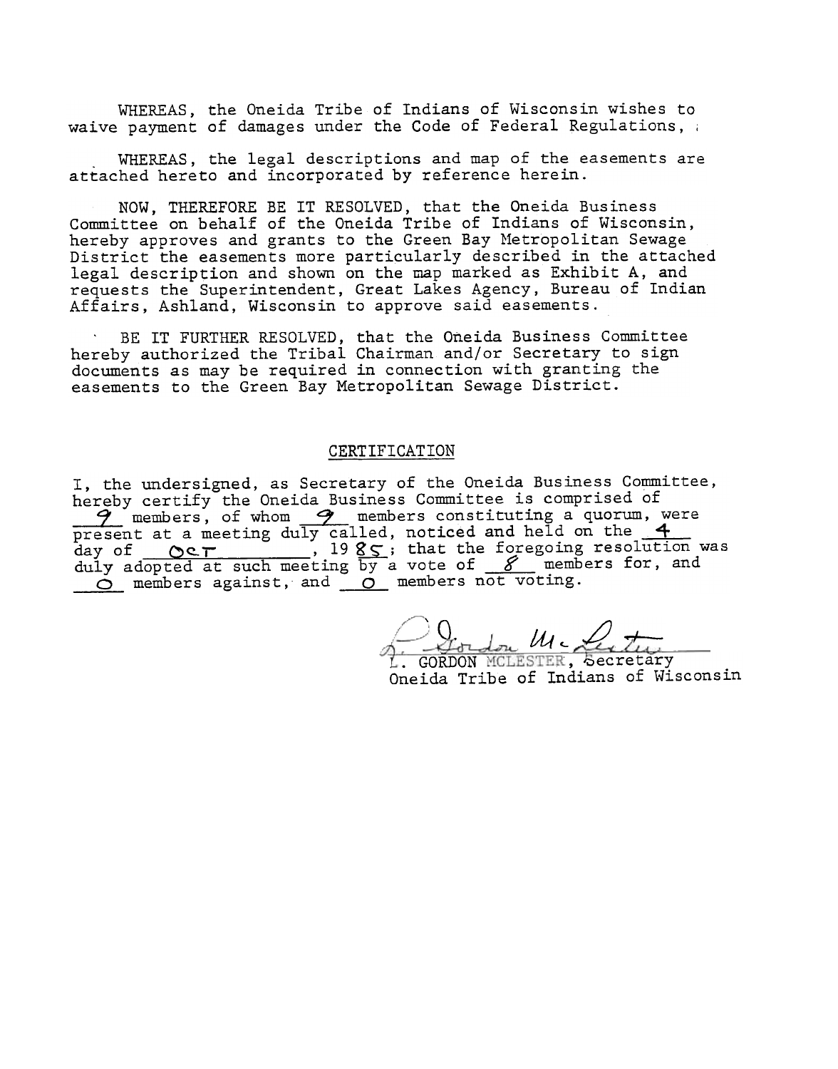WHEREAS, the Oneida Tribe of Indians of Wisconsin wishes to waive payment of damages under the Code of Federal Regulations,

WHEREAS, the legal descriptions and map of the easements are attached hereto and incorporated by reference herein.

NOW, THEREFORE BE IT RESOLVED, that the Oneida Business Committee on behalf of the Oneida Tribe of Indians of Wisconsin, hereby approves and grants to the Green Bay Metropolitan Sewage District the easements more particularly described in the attached legal description and shown on the map marked as Exhibit A, and requests the Superintendent, Great Lakes Agency, Bureau of Indian Affairs, Ashland, Wisconsin to approve said easements.

BE IT FURTHER RESOLVED, that the Oneida Business Committee hereby authorized the Tribal Chairman and/or Secretary to sign documents as may be required in connection with granting the easements to the Green Bay Metropolitan Sewage District.

## CERTIFICATION

I, the undersigned, as Secretary of the Oneida Business Committee, hereby certify the Oneida Business Committee is comprised of 9 members, of whom 9 members constituting a quorum, were present at a meeting duly called, noticed and held on the 4 day of OCT, 1985; that the foregoing resolution was duly adopted at such meeting by a vote of 8 members for, and 0 members against, and 0 members not voting.

L. GORDON MCLESTER, Secretary
Oneida Tribe of Indians of Wisconsin